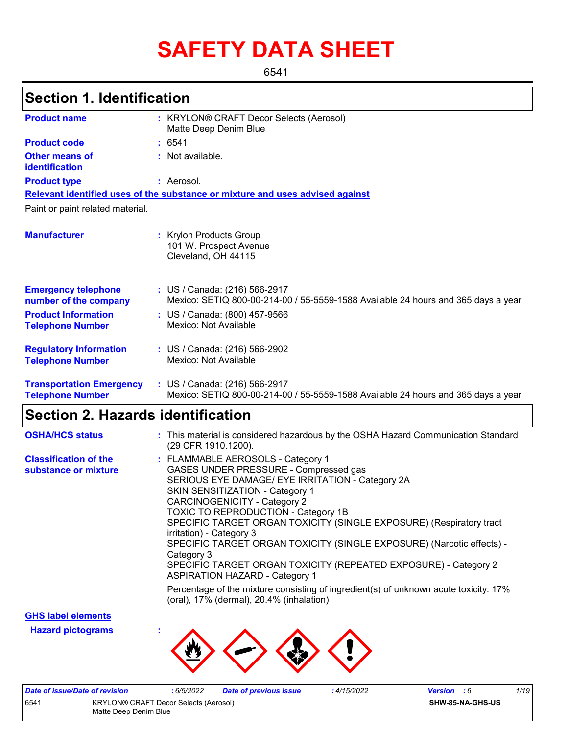# SAFETY DATA SHEET

6541

## Section 1. Identification

**Product name** : KRYLON® CRAFT Decor Selects (Aerosol)
Matte Deep Denim Blue

**Product code** : 6541

**Other means of identification** : Not available.

**Product type** : Aerosol.

**Relevant identified uses of the substance or mixture and uses advised against**

Paint or paint related material.

**Manufacturer** : Krylon Products Group
101 W. Prospect Avenue
Cleveland, OH 44115

**Emergency telephone number of the company** : US / Canada: (216) 566-2917
Mexico: SETIQ 800-00-214-00 / 55-5559-1588 Available 24 hours and 365 days a year

**Product Information Telephone Number** : US / Canada: (800) 457-9566
Mexico: Not Available

**Regulatory Information Telephone Number** : US / Canada: (216) 566-2902
Mexico: Not Available

**Transportation Emergency Telephone Number** : US / Canada: (216) 566-2917
Mexico: SETIQ 800-00-214-00 / 55-5559-1588 Available 24 hours and 365 days a year

## Section 2. Hazards identification

**OSHA/HCS status** : This material is considered hazardous by the OSHA Hazard Communication Standard (29 CFR 1910.1200).

**Classification of the substance or mixture** : FLAMMABLE AEROSOLS - Category 1
GASES UNDER PRESSURE - Compressed gas
SERIOUS EYE DAMAGE/ EYE IRRITATION - Category 2A
SKIN SENSITIZATION - Category 1
CARCINOGENICITY - Category 2
TOXIC TO REPRODUCTION - Category 1B
SPECIFIC TARGET ORGAN TOXICITY (SINGLE EXPOSURE) (Respiratory tract irritation) - Category 3
SPECIFIC TARGET ORGAN TOXICITY (SINGLE EXPOSURE) (Narcotic effects) - Category 3
SPECIFIC TARGET ORGAN TOXICITY (REPEATED EXPOSURE) - Category 2
ASPIRATION HAZARD - Category 1

Percentage of the mixture consisting of ingredient(s) of unknown acute toxicity: 17% (oral), 17% (dermal), 20.4% (inhalation)

**GHS label elements**

**Hazard pictograms** :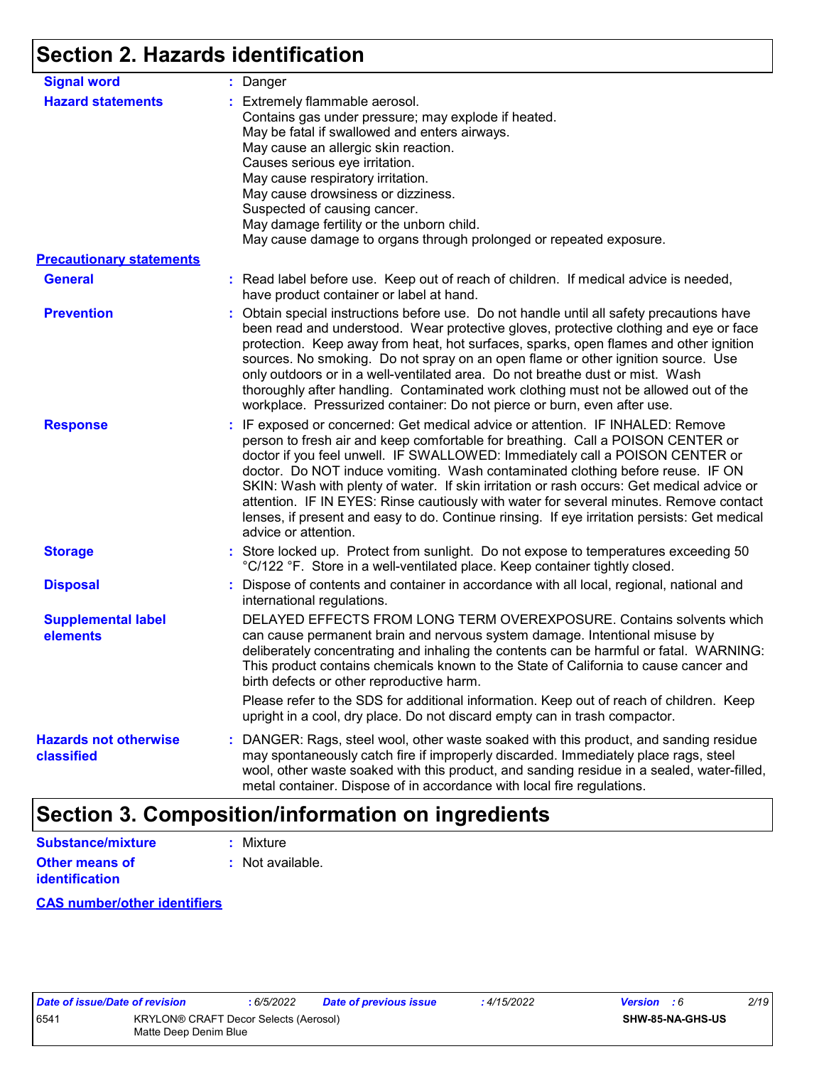## Section 2. Hazards identification

**Signal word** : Danger

**Hazard statements** : Extremely flammable aerosol.
Contains gas under pressure; may explode if heated.
May be fatal if swallowed and enters airways.
May cause an allergic skin reaction.
Causes serious eye irritation.
May cause respiratory irritation.
May cause drowsiness or dizziness.
Suspected of causing cancer.
May damage fertility or the unborn child.
May cause damage to organs through prolonged or repeated exposure.

**Precautionary statements**

**General** : Read label before use. Keep out of reach of children. If medical advice is needed, have product container or label at hand.

**Prevention** : Obtain special instructions before use. Do not handle until all safety precautions have been read and understood. Wear protective gloves, protective clothing and eye or face protection. Keep away from heat, hot surfaces, sparks, open flames and other ignition sources. No smoking. Do not spray on an open flame or other ignition source. Use only outdoors or in a well-ventilated area. Do not breathe dust or mist. Wash thoroughly after handling. Contaminated work clothing must not be allowed out of the workplace. Pressurized container: Do not pierce or burn, even after use.

**Response** : IF exposed or concerned: Get medical advice or attention. IF INHALED: Remove person to fresh air and keep comfortable for breathing. Call a POISON CENTER or doctor if you feel unwell. IF SWALLOWED: Immediately call a POISON CENTER or doctor. Do NOT induce vomiting. Wash contaminated clothing before reuse. IF ON SKIN: Wash with plenty of water. If skin irritation or rash occurs: Get medical advice or attention. IF IN EYES: Rinse cautiously with water for several minutes. Remove contact lenses, if present and easy to do. Continue rinsing. If eye irritation persists: Get medical advice or attention.

**Storage** : Store locked up. Protect from sunlight. Do not expose to temperatures exceeding 50 °C/122 °F. Store in a well-ventilated place. Keep container tightly closed.

**Disposal** : Dispose of contents and container in accordance with all local, regional, national and international regulations.

**Supplemental label elements** DELAYED EFFECTS FROM LONG TERM OVEREXPOSURE. Contains solvents which can cause permanent brain and nervous system damage. Intentional misuse by deliberately concentrating and inhaling the contents can be harmful or fatal. WARNING: This product contains chemicals known to the State of California to cause cancer and birth defects or other reproductive harm.

Please refer to the SDS for additional information. Keep out of reach of children. Keep upright in a cool, dry place. Do not discard empty can in trash compactor.

**Hazards not otherwise classified** : DANGER: Rags, steel wool, other waste soaked with this product, and sanding residue may spontaneously catch fire if improperly discarded. Immediately place rags, steel wool, other waste soaked with this product, and sanding residue in a sealed, water-filled, metal container. Dispose of in accordance with local fire regulations.

## Section 3. Composition/information on ingredients

**Substance/mixture** : Mixture

**Other means of identification** : Not available.

**CAS number/other identifiers**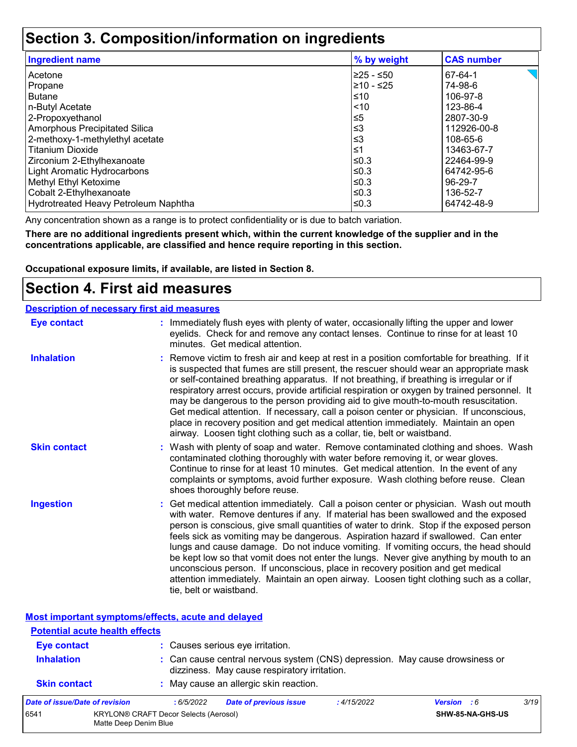# Section 3. Composition/information on ingredients

| Ingredient name | % by weight | CAS number |
| --- | --- | --- |
| Acetone | ≥25 - ≤50 | 67-64-1 |
| Propane | ≥10 - ≤25 | 74-98-6 |
| Butane | ≤10 | 106-97-8 |
| n-Butyl Acetate | <10 | 123-86-4 |
| 2-Propoxyethanol | ≤5 | 2807-30-9 |
| Amorphous Precipitated Silica | ≤3 | 112926-00-8 |
| 2-methoxy-1-methylethyl acetate | ≤3 | 108-65-6 |
| Titanium Dioxide | ≤1 | 13463-67-7 |
| Zirconium 2-Ethylhexanoate | ≤0.3 | 22464-99-9 |
| Light Aromatic Hydrocarbons | ≤0.3 | 64742-95-6 |
| Methyl Ethyl Ketoxime | ≤0.3 | 96-29-7 |
| Cobalt 2-Ethylhexanoate | ≤0.3 | 136-52-7 |
| Hydrotreated Heavy Petroleum Naphtha | ≤0.3 | 64742-48-9 |

Any concentration shown as a range is to protect confidentiality or is due to batch variation.

**There are no additional ingredients present which, within the current knowledge of the supplier and in the concentrations applicable, are classified and hence require reporting in this section.**

**Occupational exposure limits, if available, are listed in Section 8.**

# Section 4. First aid measures

## Description of necessary first aid measures

**Eye contact** : Immediately flush eyes with plenty of water, occasionally lifting the upper and lower eyelids. Check for and remove any contact lenses. Continue to rinse for at least 10 minutes. Get medical attention.

**Inhalation** : Remove victim to fresh air and keep at rest in a position comfortable for breathing. If it is suspected that fumes are still present, the rescuer should wear an appropriate mask or self-contained breathing apparatus. If not breathing, if breathing is irregular or if respiratory arrest occurs, provide artificial respiration or oxygen by trained personnel. It may be dangerous to the person providing aid to give mouth-to-mouth resuscitation. Get medical attention. If necessary, call a poison center or physician. If unconscious, place in recovery position and get medical attention immediately. Maintain an open airway. Loosen tight clothing such as a collar, tie, belt or waistband.

**Skin contact** : Wash with plenty of soap and water. Remove contaminated clothing and shoes. Wash contaminated clothing thoroughly with water before removing it, or wear gloves. Continue to rinse for at least 10 minutes. Get medical attention. In the event of any complaints or symptoms, avoid further exposure. Wash clothing before reuse. Clean shoes thoroughly before reuse.

**Ingestion** : Get medical attention immediately. Call a poison center or physician. Wash out mouth with water. Remove dentures if any. If material has been swallowed and the exposed person is conscious, give small quantities of water to drink. Stop if the exposed person feels sick as vomiting may be dangerous. Aspiration hazard if swallowed. Can enter lungs and cause damage. Do not induce vomiting. If vomiting occurs, the head should be kept low so that vomit does not enter the lungs. Never give anything by mouth to an unconscious person. If unconscious, place in recovery position and get medical attention immediately. Maintain an open airway. Loosen tight clothing such as a collar, tie, belt or waistband.

## Most important symptoms/effects, acute and delayed

### Potential acute health effects

**Eye contact** : Causes serious eye irritation.

**Inhalation** : Can cause central nervous system (CNS) depression. May cause drowsiness or dizziness. May cause respiratory irritation.

**Skin contact** : May cause an allergic skin reaction.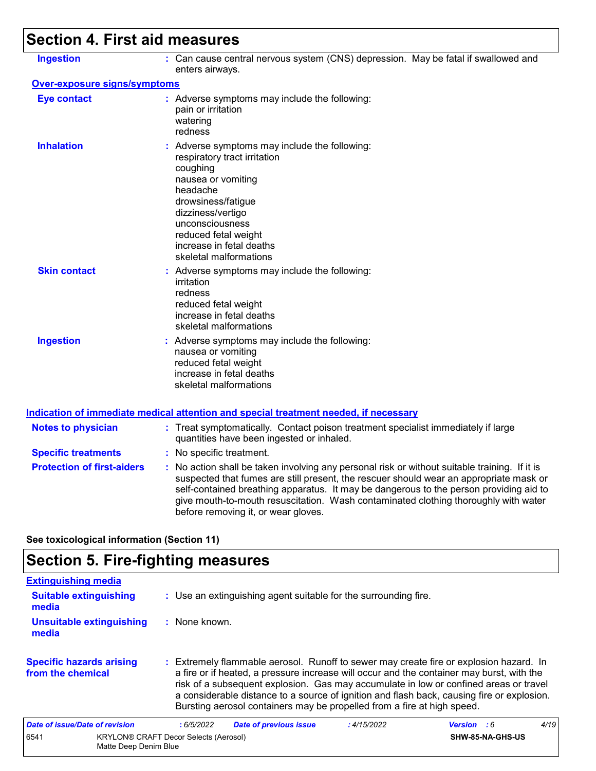## Section 4. First aid measures

**Ingestion** : Can cause central nervous system (CNS) depression. May be fatal if swallowed and enters airways.

### Over-exposure signs/symptoms

**Eye contact** : Adverse symptoms may include the following:
pain or irritation
watering
redness

**Inhalation** : Adverse symptoms may include the following:
respiratory tract irritation
coughing
nausea or vomiting
headache
drowsiness/fatigue
dizziness/vertigo
unconsciousness
reduced fetal weight
increase in fetal deaths
skeletal malformations

**Skin contact** : Adverse symptoms may include the following:
irritation
redness
reduced fetal weight
increase in fetal deaths
skeletal malformations

**Ingestion** : Adverse symptoms may include the following:
nausea or vomiting
reduced fetal weight
increase in fetal deaths
skeletal malformations

### Indication of immediate medical attention and special treatment needed, if necessary

**Notes to physician** : Treat symptomatically. Contact poison treatment specialist immediately if large quantities have been ingested or inhaled.

**Specific treatments** : No specific treatment.

**Protection of first-aiders** : No action shall be taken involving any personal risk or without suitable training. If it is suspected that fumes are still present, the rescuer should wear an appropriate mask or self-contained breathing apparatus. It may be dangerous to the person providing aid to give mouth-to-mouth resuscitation. Wash contaminated clothing thoroughly with water before removing it, or wear gloves.

**See toxicological information (Section 11)**

## Section 5. Fire-fighting measures

### Extinguishing media

**Suitable extinguishing media** : Use an extinguishing agent suitable for the surrounding fire.

**Unsuitable extinguishing media** : None known.

**Specific hazards arising from the chemical** : Extremely flammable aerosol. Runoff to sewer may create fire or explosion hazard. In a fire or if heated, a pressure increase will occur and the container may burst, with the risk of a subsequent explosion. Gas may accumulate in low or confined areas or travel a considerable distance to a source of ignition and flash back, causing fire or explosion. Bursting aerosol containers may be propelled from a fire at high speed.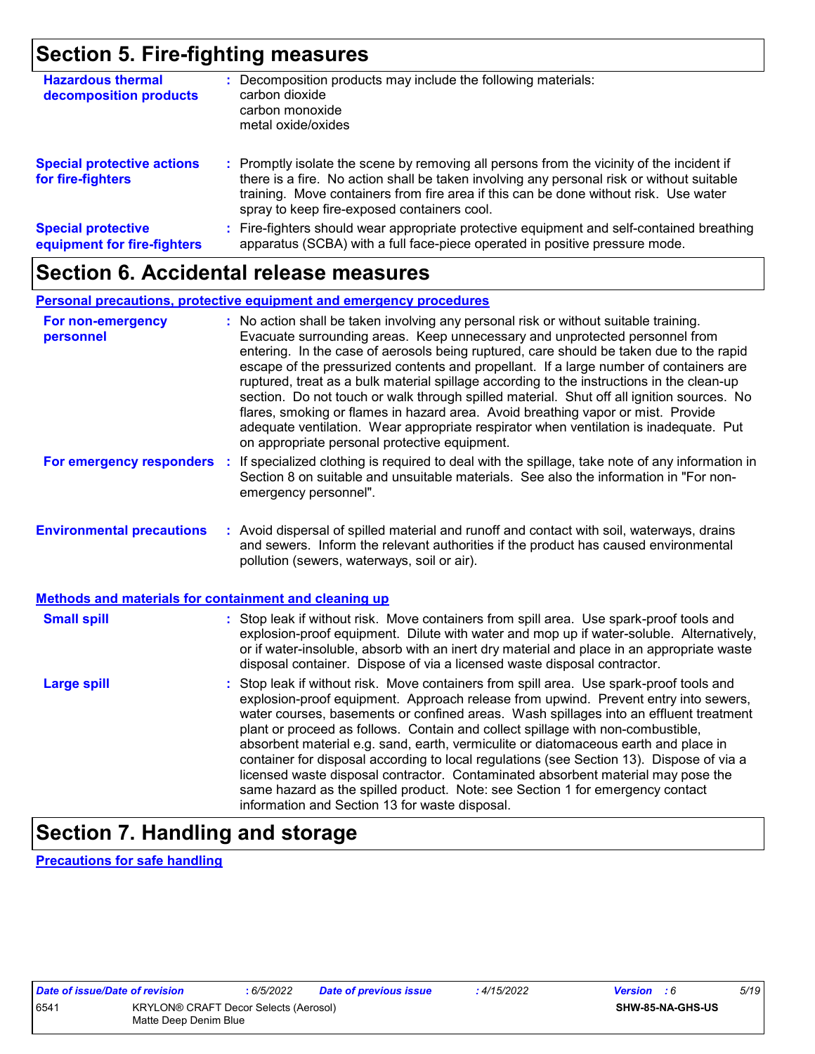# Section 5. Fire-fighting measures

**Hazardous thermal decomposition products** : Decomposition products may include the following materials:
carbon dioxide
carbon monoxide
metal oxide/oxides

**Special protective actions for fire-fighters** : Promptly isolate the scene by removing all persons from the vicinity of the incident if there is a fire. No action shall be taken involving any personal risk or without suitable training. Move containers from fire area if this can be done without risk. Use water spray to keep fire-exposed containers cool.

**Special protective equipment for fire-fighters** : Fire-fighters should wear appropriate protective equipment and self-contained breathing apparatus (SCBA) with a full face-piece operated in positive pressure mode.

# Section 6. Accidental release measures

## Personal precautions, protective equipment and emergency procedures

**For non-emergency personnel** : No action shall be taken involving any personal risk or without suitable training. Evacuate surrounding areas. Keep unnecessary and unprotected personnel from entering. In the case of aerosols being ruptured, care should be taken due to the rapid escape of the pressurized contents and propellant. If a large number of containers are ruptured, treat as a bulk material spillage according to the instructions in the clean-up section. Do not touch or walk through spilled material. Shut off all ignition sources. No flares, smoking or flames in hazard area. Avoid breathing vapor or mist. Provide adequate ventilation. Wear appropriate respirator when ventilation is inadequate. Put on appropriate personal protective equipment.

**For emergency responders** : If specialized clothing is required to deal with the spillage, take note of any information in Section 8 on suitable and unsuitable materials. See also the information in "For non-emergency personnel".

**Environmental precautions** : Avoid dispersal of spilled material and runoff and contact with soil, waterways, drains and sewers. Inform the relevant authorities if the product has caused environmental pollution (sewers, waterways, soil or air).

## Methods and materials for containment and cleaning up

**Small spill** : Stop leak if without risk. Move containers from spill area. Use spark-proof tools and explosion-proof equipment. Dilute with water and mop up if water-soluble. Alternatively, or if water-insoluble, absorb with an inert dry material and place in an appropriate waste disposal container. Dispose of via a licensed waste disposal contractor.

**Large spill** : Stop leak if without risk. Move containers from spill area. Use spark-proof tools and explosion-proof equipment. Approach release from upwind. Prevent entry into sewers, water courses, basements or confined areas. Wash spillages into an effluent treatment plant or proceed as follows. Contain and collect spillage with non-combustible, absorbent material e.g. sand, earth, vermiculite or diatomaceous earth and place in container for disposal according to local regulations (see Section 13). Dispose of via a licensed waste disposal contractor. Contaminated absorbent material may pose the same hazard as the spilled product. Note: see Section 1 for emergency contact information and Section 13 for waste disposal.

# Section 7. Handling and storage

## Precautions for safe handling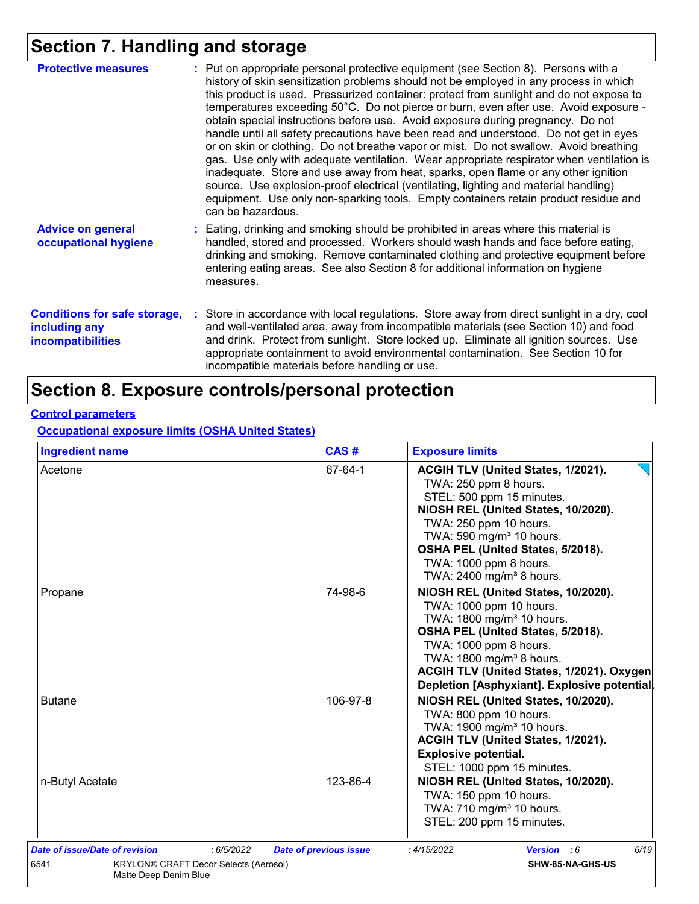# Section 7. Handling and storage

**Protective measures** : Put on appropriate personal protective equipment (see Section 8). Persons with a history of skin sensitization problems should not be employed in any process in which this product is used. Pressurized container: protect from sunlight and do not expose to temperatures exceeding 50°C. Do not pierce or burn, even after use. Avoid exposure - obtain special instructions before use. Avoid exposure during pregnancy. Do not handle until all safety precautions have been read and understood. Do not get in eyes or on skin or clothing. Do not breathe vapor or mist. Do not swallow. Avoid breathing gas. Use only with adequate ventilation. Wear appropriate respirator when ventilation is inadequate. Store and use away from heat, sparks, open flame or any other ignition source. Use explosion-proof electrical (ventilating, lighting and material handling) equipment. Use only non-sparking tools. Empty containers retain product residue and can be hazardous.

**Advice on general occupational hygiene** : Eating, drinking and smoking should be prohibited in areas where this material is handled, stored and processed. Workers should wash hands and face before eating, drinking and smoking. Remove contaminated clothing and protective equipment before entering eating areas. See also Section 8 for additional information on hygiene measures.

**Conditions for safe storage, including any incompatibilities** : Store in accordance with local regulations. Store away from direct sunlight in a dry, cool and well-ventilated area, away from incompatible materials (see Section 10) and food and drink. Protect from sunlight. Store locked up. Eliminate all ignition sources. Use appropriate containment to avoid environmental contamination. See Section 10 for incompatible materials before handling or use.

# Section 8. Exposure controls/personal protection

**Control parameters**

**Occupational exposure limits (OSHA United States)**

| Ingredient name | CAS # | Exposure limits |
|---|---|---|
| Acetone | 67-64-1 | **ACGIH TLV (United States, 1/2021).**<br>TWA: 250 ppm 8 hours.<br>STEL: 500 ppm 15 minutes.<br>**NIOSH REL (United States, 10/2020).**<br>TWA: 250 ppm 10 hours.<br>TWA: 590 mg/m³ 10 hours.<br>**OSHA PEL (United States, 5/2018).**<br>TWA: 1000 ppm 8 hours.<br>TWA: 2400 mg/m³ 8 hours. |
| Propane | 74-98-6 | **NIOSH REL (United States, 10/2020).**<br>TWA: 1000 ppm 10 hours.<br>TWA: 1800 mg/m³ 10 hours.<br>**OSHA PEL (United States, 5/2018).**<br>TWA: 1000 ppm 8 hours.<br>TWA: 1800 mg/m³ 8 hours.<br>**ACGIH TLV (United States, 1/2021). Oxygen Depletion [Asphyxiant]. Explosive potential.** |
| Butane | 106-97-8 | **NIOSH REL (United States, 10/2020).**<br>TWA: 800 ppm 10 hours.<br>TWA: 1900 mg/m³ 10 hours.<br>**ACGIH TLV (United States, 1/2021). Explosive potential.**<br>STEL: 1000 ppm 15 minutes. |
| n-Butyl Acetate | 123-86-4 | **NIOSH REL (United States, 10/2020).**<br>TWA: 150 ppm 10 hours.<br>TWA: 710 mg/m³ 10 hours.<br>STEL: 200 ppm 15 minutes. |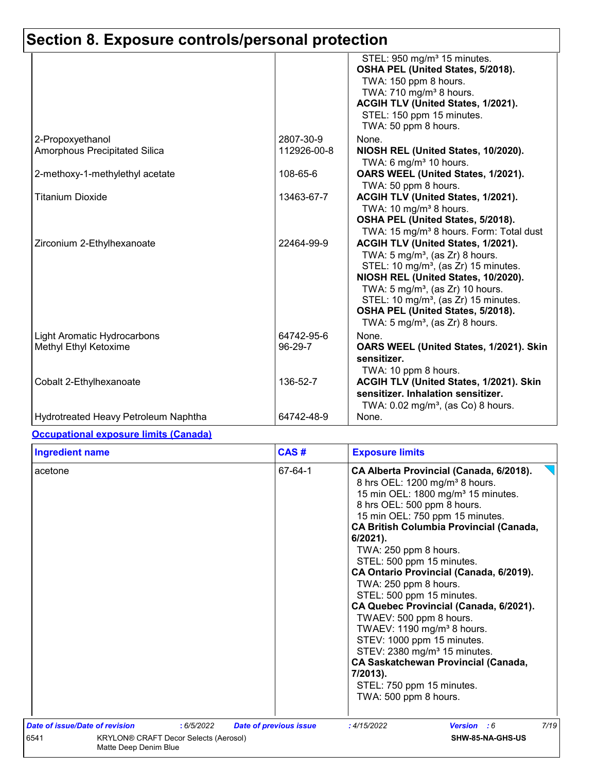# Section 8. Exposure controls/personal protection

| | | |
|---|---|---|
| | | STEL: 950 mg/m³ 15 minutes.<br>**OSHA PEL (United States, 5/2018).**<br>TWA: 150 ppm 8 hours.<br>TWA: 710 mg/m³ 8 hours.<br>**ACGIH TLV (United States, 1/2021).**<br>STEL: 150 ppm 15 minutes.<br>TWA: 50 ppm 8 hours. |
| 2-Propoxyethanol | 2807-30-9 | None. |
| Amorphous Precipitated Silica | 112926-00-8 | **NIOSH REL (United States, 10/2020).**<br>TWA: 6 mg/m³ 10 hours. |
| 2-methoxy-1-methylethyl acetate | 108-65-6 | **OARS WEEL (United States, 1/2021).**<br>TWA: 50 ppm 8 hours. |
| Titanium Dioxide | 13463-67-7 | **ACGIH TLV (United States, 1/2021).**<br>TWA: 10 mg/m³ 8 hours.<br>**OSHA PEL (United States, 5/2018).**<br>TWA: 15 mg/m³ 8 hours. Form: Total dust |
| Zirconium 2-Ethylhexanoate | 22464-99-9 | **ACGIH TLV (United States, 1/2021).**<br>TWA: 5 mg/m³, (as Zr) 8 hours.<br>STEL: 10 mg/m³, (as Zr) 15 minutes.<br>**NIOSH REL (United States, 10/2020).**<br>TWA: 5 mg/m³, (as Zr) 10 hours.<br>STEL: 10 mg/m³, (as Zr) 15 minutes.<br>**OSHA PEL (United States, 5/2018).**<br>TWA: 5 mg/m³, (as Zr) 8 hours. |
| Light Aromatic Hydrocarbons | 64742-95-6 | None. |
| Methyl Ethyl Ketoxime | 96-29-7 | **OARS WEEL (United States, 1/2021). Skin sensitizer.**<br>TWA: 10 ppm 8 hours. |
| Cobalt 2-Ethylhexanoate | 136-52-7 | **ACGIH TLV (United States, 1/2021). Skin sensitizer. Inhalation sensitizer.**<br>TWA: 0.02 mg/m³, (as Co) 8 hours. |
| Hydrotreated Heavy Petroleum Naphtha | 64742-48-9 | None. |

**Occupational exposure limits (Canada)**

| Ingredient name | CAS # | Exposure limits |
|---|---|---|
| acetone | 67-64-1 | **CA Alberta Provincial (Canada, 6/2018).**<br>8 hrs OEL: 1200 mg/m³ 8 hours.<br>15 min OEL: 1800 mg/m³ 15 minutes.<br>8 hrs OEL: 500 ppm 8 hours.<br>15 min OEL: 750 ppm 15 minutes.<br>**CA British Columbia Provincial (Canada, 6/2021).**<br>TWA: 250 ppm 8 hours.<br>STEL: 500 ppm 15 minutes.<br>**CA Ontario Provincial (Canada, 6/2019).**<br>TWA: 250 ppm 8 hours.<br>STEL: 500 ppm 15 minutes.<br>**CA Quebec Provincial (Canada, 6/2021).**<br>TWAEV: 500 ppm 8 hours.<br>TWAEV: 1190 mg/m³ 8 hours.<br>STEV: 1000 ppm 15 minutes.<br>STEV: 2380 mg/m³ 15 minutes.<br>**CA Saskatchewan Provincial (Canada, 7/2013).**<br>STEL: 750 ppm 15 minutes.<br>TWA: 500 ppm 8 hours. |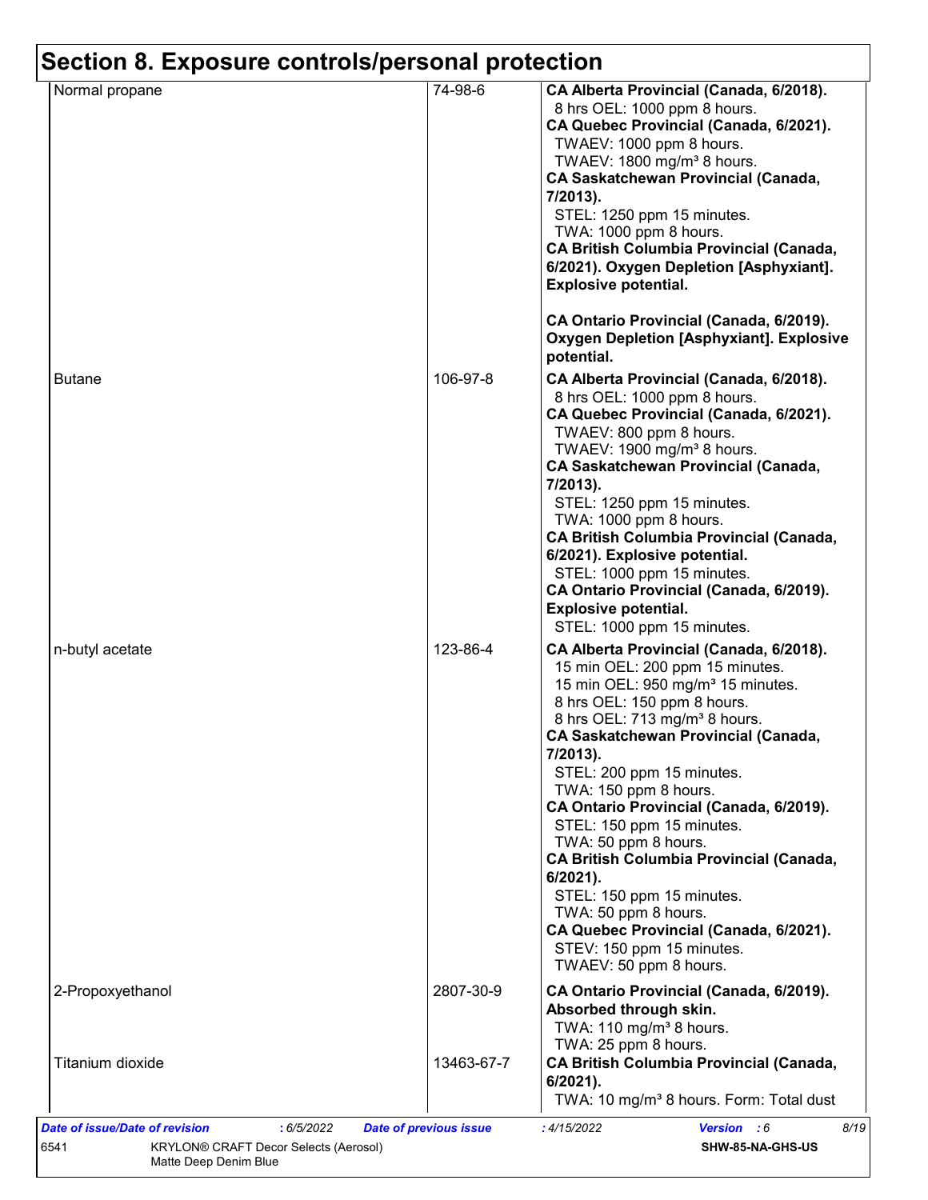# Section 8. Exposure controls/personal protection

| | | |
|---|---|---|
| Normal propane | 74-98-6 | **CA Alberta Provincial (Canada, 6/2018).**<br>8 hrs OEL: 1000 ppm 8 hours.<br>**CA Quebec Provincial (Canada, 6/2021).**<br>TWAEV: 1000 ppm 8 hours.<br>TWAEV: 1800 mg/m³ 8 hours.<br>**CA Saskatchewan Provincial (Canada, 7/2013).**<br>STEL: 1250 ppm 15 minutes.<br>TWA: 1000 ppm 8 hours.<br>**CA British Columbia Provincial (Canada, 6/2021). Oxygen Depletion [Asphyxiant]. Explosive potential.**<br><br>**CA Ontario Provincial (Canada, 6/2019). Oxygen Depletion [Asphyxiant]. Explosive potential.** |
| Butane | 106-97-8 | **CA Alberta Provincial (Canada, 6/2018).**<br>8 hrs OEL: 1000 ppm 8 hours.<br>**CA Quebec Provincial (Canada, 6/2021).**<br>TWAEV: 800 ppm 8 hours.<br>TWAEV: 1900 mg/m³ 8 hours.<br>**CA Saskatchewan Provincial (Canada, 7/2013).**<br>STEL: 1250 ppm 15 minutes.<br>TWA: 1000 ppm 8 hours.<br>**CA British Columbia Provincial (Canada, 6/2021). Explosive potential.**<br>STEL: 1000 ppm 15 minutes.<br>**CA Ontario Provincial (Canada, 6/2019). Explosive potential.**<br>STEL: 1000 ppm 15 minutes. |
| n-butyl acetate | 123-86-4 | **CA Alberta Provincial (Canada, 6/2018).**<br>15 min OEL: 200 ppm 15 minutes.<br>15 min OEL: 950 mg/m³ 15 minutes.<br>8 hrs OEL: 150 ppm 8 hours.<br>8 hrs OEL: 713 mg/m³ 8 hours.<br>**CA Saskatchewan Provincial (Canada, 7/2013).**<br>STEL: 200 ppm 15 minutes.<br>TWA: 150 ppm 8 hours.<br>**CA Ontario Provincial (Canada, 6/2019).**<br>STEL: 150 ppm 15 minutes.<br>TWA: 50 ppm 8 hours.<br>**CA British Columbia Provincial (Canada, 6/2021).**<br>STEL: 150 ppm 15 minutes.<br>TWA: 50 ppm 8 hours.<br>**CA Quebec Provincial (Canada, 6/2021).**<br>STEV: 150 ppm 15 minutes.<br>TWAEV: 50 ppm 8 hours. |
| 2-Propoxyethanol | 2807-30-9 | **CA Ontario Provincial (Canada, 6/2019). Absorbed through skin.**<br>TWA: 110 mg/m³ 8 hours.<br>TWA: 25 ppm 8 hours. |
| Titanium dioxide | 13463-67-7 | **CA British Columbia Provincial (Canada, 6/2021).**<br>TWA: 10 mg/m³ 8 hours. Form: Total dust |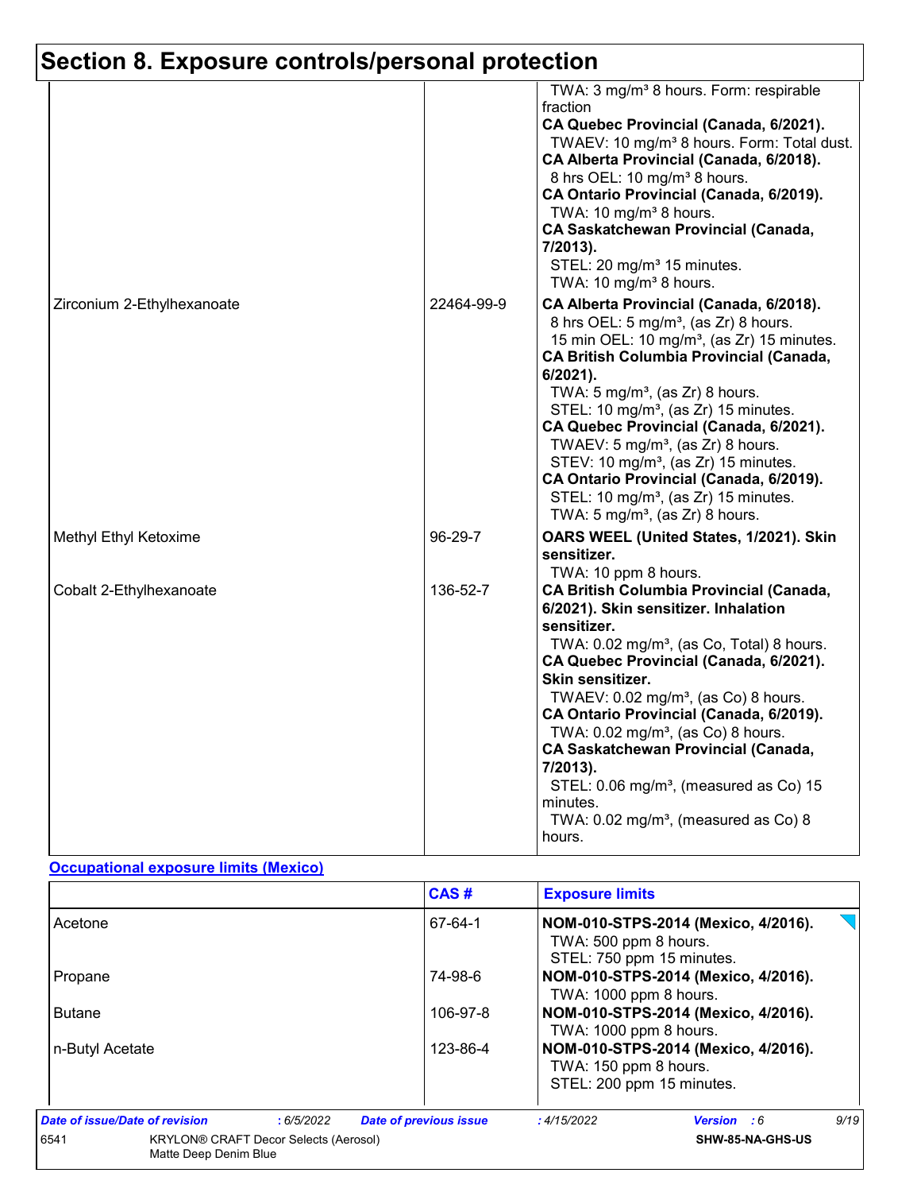# Section 8. Exposure controls/personal protection

| | | |
|---|---|---|
| | | TWA: 3 mg/m³ 8 hours. Form: respirable fraction<br>**CA Quebec Provincial (Canada, 6/2021).**<br>TWAEV: 10 mg/m³ 8 hours. Form: Total dust.<br>**CA Alberta Provincial (Canada, 6/2018).**<br>8 hrs OEL: 10 mg/m³ 8 hours.<br>**CA Ontario Provincial (Canada, 6/2019).**<br>TWA: 10 mg/m³ 8 hours.<br>**CA Saskatchewan Provincial (Canada, 7/2013).**<br>STEL: 20 mg/m³ 15 minutes.<br>TWA: 10 mg/m³ 8 hours. |
| Zirconium 2-Ethylhexanoate | 22464-99-9 | **CA Alberta Provincial (Canada, 6/2018).**<br>8 hrs OEL: 5 mg/m³, (as Zr) 8 hours.<br>15 min OEL: 10 mg/m³, (as Zr) 15 minutes.<br>**CA British Columbia Provincial (Canada, 6/2021).**<br>TWA: 5 mg/m³, (as Zr) 8 hours.<br>STEL: 10 mg/m³, (as Zr) 15 minutes.<br>**CA Quebec Provincial (Canada, 6/2021).**<br>TWAEV: 5 mg/m³, (as Zr) 8 hours.<br>STEV: 10 mg/m³, (as Zr) 15 minutes.<br>**CA Ontario Provincial (Canada, 6/2019).**<br>STEL: 10 mg/m³, (as Zr) 15 minutes.<br>TWA: 5 mg/m³, (as Zr) 8 hours. |
| Methyl Ethyl Ketoxime | 96-29-7 | **OARS WEEL (United States, 1/2021). Skin sensitizer.**<br>TWA: 10 ppm 8 hours. |
| Cobalt 2-Ethylhexanoate | 136-52-7 | **CA British Columbia Provincial (Canada, 6/2021). Skin sensitizer. Inhalation sensitizer.**<br>TWA: 0.02 mg/m³, (as Co, Total) 8 hours.<br>**CA Quebec Provincial (Canada, 6/2021). Skin sensitizer.**<br>TWAEV: 0.02 mg/m³, (as Co) 8 hours.<br>**CA Ontario Provincial (Canada, 6/2019).**<br>TWA: 0.02 mg/m³, (as Co) 8 hours.<br>**CA Saskatchewan Provincial (Canada, 7/2013).**<br>STEL: 0.06 mg/m³, (measured as Co) 15 minutes.<br>TWA: 0.02 mg/m³, (measured as Co) 8 hours. |

**Occupational exposure limits (Mexico)**

| | CAS # | Exposure limits |
|---|---|---|
| Acetone | 67-64-1 | **NOM-010-STPS-2014 (Mexico, 4/2016).**<br>TWA: 500 ppm 8 hours.<br>STEL: 750 ppm 15 minutes. |
| Propane | 74-98-6 | **NOM-010-STPS-2014 (Mexico, 4/2016).**<br>TWA: 1000 ppm 8 hours. |
| Butane | 106-97-8 | **NOM-010-STPS-2014 (Mexico, 4/2016).**<br>TWA: 1000 ppm 8 hours. |
| n-Butyl Acetate | 123-86-4 | **NOM-010-STPS-2014 (Mexico, 4/2016).**<br>TWA: 150 ppm 8 hours.<br>STEL: 200 ppm 15 minutes. |

*Date of issue/Date of revision* : 6/5/2022 *Date of previous issue* : 4/15/2022 *Version* : 6

6541 KRYLON® CRAFT Decor Selects (Aerosol) Matte Deep Denim Blue SHW-85-NA-GHS-US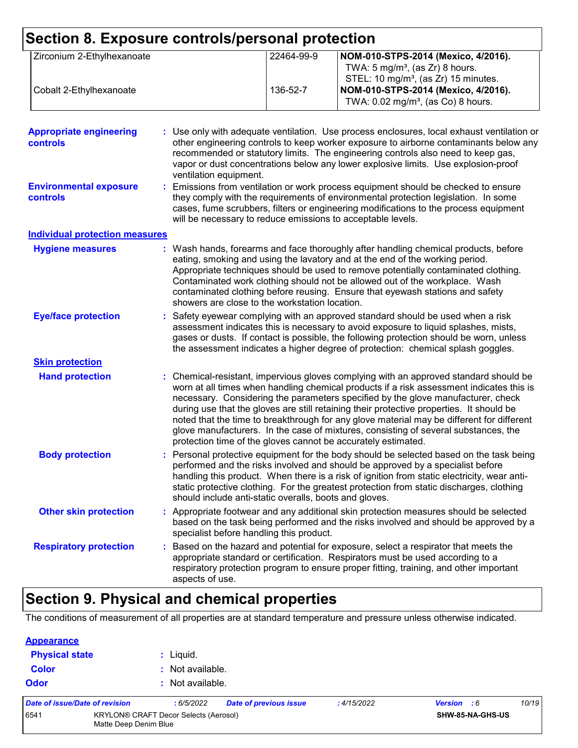## Section 8. Exposure controls/personal protection

| | | |
|---|---|---|
| Zirconium 2-Ethylhexanoate | 22464-99-9 | **NOM-010-STPS-2014 (Mexico, 4/2016).**<br>TWA: 5 mg/m³, (as Zr) 8 hours.<br>STEL: 10 mg/m³, (as Zr) 15 minutes. |
| Cobalt 2-Ethylhexanoate | 136-52-7 | **NOM-010-STPS-2014 (Mexico, 4/2016).**<br>TWA: 0.02 mg/m³, (as Co) 8 hours. |

**Appropriate engineering controls** : Use only with adequate ventilation. Use process enclosures, local exhaust ventilation or other engineering controls to keep worker exposure to airborne contaminants below any recommended or statutory limits. The engineering controls also need to keep gas, vapor or dust concentrations below any lower explosive limits. Use explosion-proof ventilation equipment.

**Environmental exposure controls** : Emissions from ventilation or work process equipment should be checked to ensure they comply with the requirements of environmental protection legislation. In some cases, fume scrubbers, filters or engineering modifications to the process equipment will be necessary to reduce emissions to acceptable levels.

**Individual protection measures**

**Hygiene measures** : Wash hands, forearms and face thoroughly after handling chemical products, before eating, smoking and using the lavatory and at the end of the working period. Appropriate techniques should be used to remove potentially contaminated clothing. Contaminated work clothing should not be allowed out of the workplace. Wash contaminated clothing before reusing. Ensure that eyewash stations and safety showers are close to the workstation location.

**Eye/face protection** : Safety eyewear complying with an approved standard should be used when a risk assessment indicates this is necessary to avoid exposure to liquid splashes, mists, gases or dusts. If contact is possible, the following protection should be worn, unless the assessment indicates a higher degree of protection: chemical splash goggles.

**Skin protection**

**Hand protection** : Chemical-resistant, impervious gloves complying with an approved standard should be worn at all times when handling chemical products if a risk assessment indicates this is necessary. Considering the parameters specified by the glove manufacturer, check during use that the gloves are still retaining their protective properties. It should be noted that the time to breakthrough for any glove material may be different for different glove manufacturers. In the case of mixtures, consisting of several substances, the protection time of the gloves cannot be accurately estimated.

**Body protection** : Personal protective equipment for the body should be selected based on the task being performed and the risks involved and should be approved by a specialist before handling this product. When there is a risk of ignition from static electricity, wear anti-static protective clothing. For the greatest protection from static discharges, clothing should include anti-static overalls, boots and gloves.

**Other skin protection** : Appropriate footwear and any additional skin protection measures should be selected based on the task being performed and the risks involved and should be approved by a specialist before handling this product.

**Respiratory protection** : Based on the hazard and potential for exposure, select a respirator that meets the appropriate standard or certification. Respirators must be used according to a respiratory protection program to ensure proper fitting, training, and other important aspects of use.

## Section 9. Physical and chemical properties

The conditions of measurement of all properties are at standard temperature and pressure unless otherwise indicated.

**Appearance**

**Physical state** : Liquid.

**Color** : Not available.

**Odor** : Not available.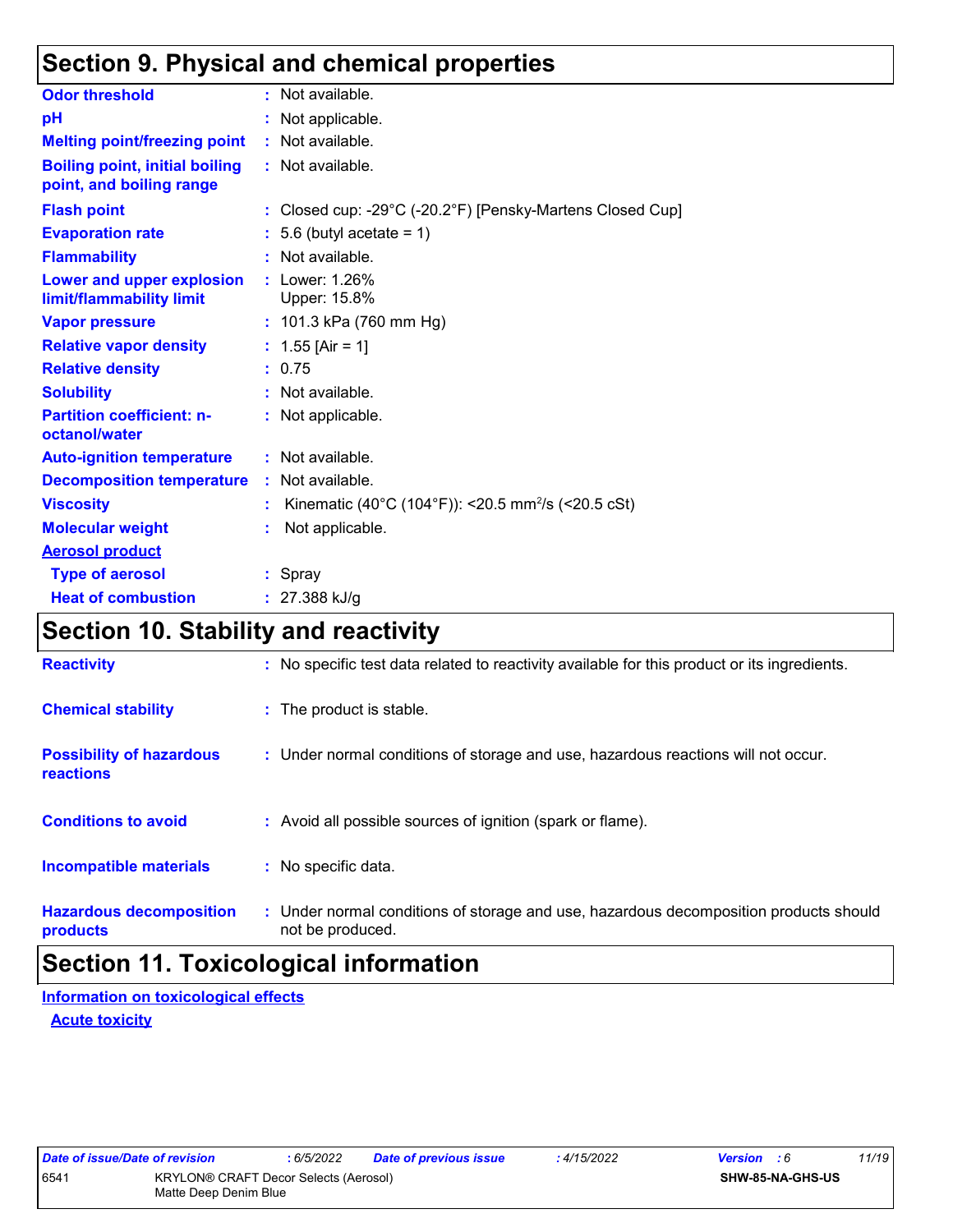# Section 9. Physical and chemical properties

| Property | Value |
|---|---|
| **Odor threshold** | : Not available. |
| **pH** | : Not applicable. |
| **Melting point/freezing point** | : Not available. |
| **Boiling point, initial boiling point, and boiling range** | : Not available. |
| **Flash point** | : Closed cup: -29°C (-20.2°F) [Pensky-Martens Closed Cup] |
| **Evaporation rate** | : 5.6 (butyl acetate = 1) |
| **Flammability** | : Not available. |
| **Lower and upper explosion limit/flammability limit** | : Lower: 1.26%<br>Upper: 15.8% |
| **Vapor pressure** | : 101.3 kPa (760 mm Hg) |
| **Relative vapor density** | : 1.55 [Air = 1] |
| **Relative density** | : 0.75 |
| **Solubility** | : Not available. |
| **Partition coefficient: n-octanol/water** | : Not applicable. |
| **Auto-ignition temperature** | : Not available. |
| **Decomposition temperature** | : Not available. |
| **Viscosity** | : Kinematic (40°C (104°F)): <20.5 $mm^2/s$ (<20.5 cSt) |
| **Molecular weight** | : Not applicable. |
| **Aerosol product** | |
| **Type of aerosol** | : Spray |
| **Heat of combustion** | : 27.388 kJ/g |

# Section 10. Stability and reactivity

| Property | Value |
|---|---|
| **Reactivity** | : No specific test data related to reactivity available for this product or its ingredients. |
| **Chemical stability** | : The product is stable. |
| **Possibility of hazardous reactions** | : Under normal conditions of storage and use, hazardous reactions will not occur. |
| **Conditions to avoid** | : Avoid all possible sources of ignition (spark or flame). |
| **Incompatible materials** | : No specific data. |
| **Hazardous decomposition products** | : Under normal conditions of storage and use, hazardous decomposition products should not be produced. |

# Section 11. Toxicological information

**Information on toxicological effects**

**Acute toxicity**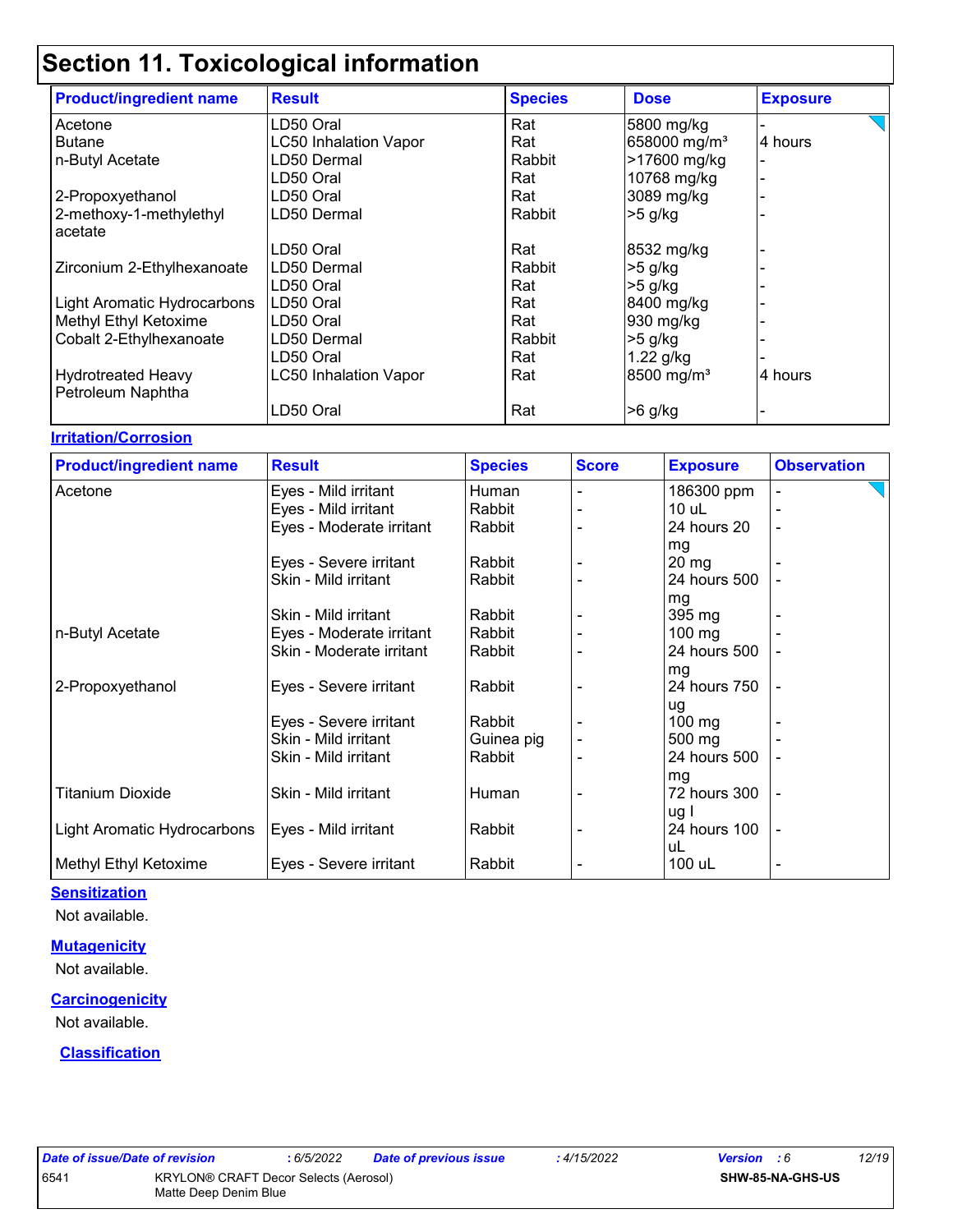# Section 11. Toxicological information

| Product/ingredient name | Result | Species | Dose | Exposure |
| --- | --- | --- | --- | --- |
| Acetone | LD50 Oral | Rat | 5800 mg/kg | - |
| Butane | LC50 Inhalation Vapor | Rat | 658000 mg/m³ | 4 hours |
| n-Butyl Acetate | LD50 Dermal | Rabbit | >17600 mg/kg | - |
| | LD50 Oral | Rat | 10768 mg/kg | - |
| 2-Propoxyethanol | LD50 Oral | Rat | 3089 mg/kg | - |
| 2-methoxy-1-methylethyl acetate | LD50 Dermal | Rabbit | >5 g/kg | - |
| | LD50 Oral | Rat | 8532 mg/kg | - |
| Zirconium 2-Ethylhexanoate | LD50 Dermal | Rabbit | >5 g/kg | - |
| | LD50 Oral | Rat | >5 g/kg | - |
| Light Aromatic Hydrocarbons | LD50 Oral | Rat | 8400 mg/kg | - |
| Methyl Ethyl Ketoxime | LD50 Oral | Rat | 930 mg/kg | - |
| Cobalt 2-Ethylhexanoate | LD50 Dermal | Rabbit | >5 g/kg | - |
| | LD50 Oral | Rat | 1.22 g/kg | - |
| Hydrotreated Heavy Petroleum Naphtha | LC50 Inhalation Vapor | Rat | 8500 mg/m³ | 4 hours |
| | LD50 Oral | Rat | >6 g/kg | - |

**Irritation/Corrosion**

| Product/ingredient name | Result | Species | Score | Exposure | Observation |
| --- | --- | --- | --- | --- | --- |
| Acetone | Eyes - Mild irritant | Human | - | 186300 ppm | - |
| | Eyes - Mild irritant | Rabbit | - | 10 uL | - |
| | Eyes - Moderate irritant | Rabbit | - | 24 hours 20 mg | - |
| | Eyes - Severe irritant | Rabbit | - | 20 mg | - |
| | Skin - Mild irritant | Rabbit | - | 24 hours 500 mg | - |
| | Skin - Mild irritant | Rabbit | - | 395 mg | - |
| n-Butyl Acetate | Eyes - Moderate irritant | Rabbit | - | 100 mg | - |
| | Skin - Moderate irritant | Rabbit | - | 24 hours 500 mg | - |
| 2-Propoxyethanol | Eyes - Severe irritant | Rabbit | - | 24 hours 750 ug | - |
| | Eyes - Severe irritant | Rabbit | - | 100 mg | - |
| | Skin - Mild irritant | Guinea pig | - | 500 mg | - |
| | Skin - Mild irritant | Rabbit | - | 24 hours 500 mg | - |
| Titanium Dioxide | Skin - Mild irritant | Human | - | 72 hours 300 ug I | - |
| Light Aromatic Hydrocarbons | Eyes - Mild irritant | Rabbit | - | 24 hours 100 uL | - |
| Methyl Ethyl Ketoxime | Eyes - Severe irritant | Rabbit | - | 100 uL | - |

**Sensitization**

Not available.

**Mutagenicity**

Not available.

**Carcinogenicity**

Not available.

**Classification**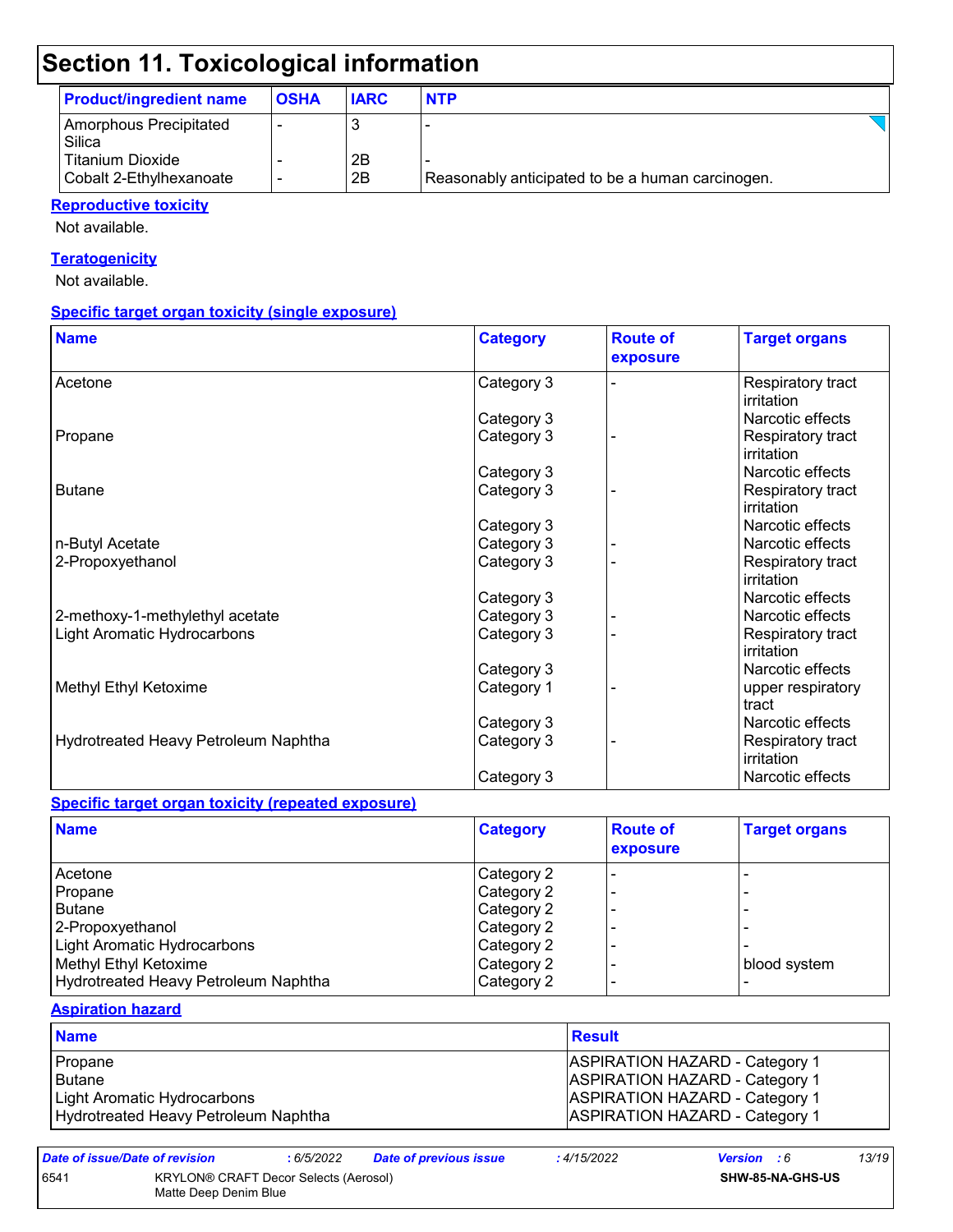# Section 11. Toxicological information

| Product/ingredient name | OSHA | IARC | NTP |
|---|---|---|---|
| Amorphous Precipitated Silica | - | 3 | - |
| Titanium Dioxide | - | 2B | - |
| Cobalt 2-Ethylhexanoate | - | 2B | Reasonably anticipated to be a human carcinogen. |

**Reproductive toxicity**

Not available.

**Teratogenicity**

Not available.

**Specific target organ toxicity (single exposure)**

| Name | Category | Route of exposure | Target organs |
|---|---|---|---|
| Acetone | Category 3 | - | Respiratory tract irritation |
| | Category 3 | | Narcotic effects |
| Propane | Category 3 | - | Respiratory tract irritation |
| | Category 3 | | Narcotic effects |
| Butane | Category 3 | - | Respiratory tract irritation |
| | Category 3 | | Narcotic effects |
| n-Butyl Acetate | Category 3 | - | Narcotic effects |
| 2-Propoxyethanol | Category 3 | - | Respiratory tract irritation |
| | Category 3 | | Narcotic effects |
| 2-methoxy-1-methylethyl acetate | Category 3 | - | Narcotic effects |
| Light Aromatic Hydrocarbons | Category 3 | - | Respiratory tract irritation |
| | Category 3 | | Narcotic effects |
| Methyl Ethyl Ketoxime | Category 1 | - | upper respiratory tract |
| | Category 3 | | Narcotic effects |
| Hydrotreated Heavy Petroleum Naphtha | Category 3 | - | Respiratory tract irritation |
| | Category 3 | | Narcotic effects |

**Specific target organ toxicity (repeated exposure)**

| Name | Category | Route of exposure | Target organs |
|---|---|---|---|
| Acetone | Category 2 | - | - |
| Propane | Category 2 | - | - |
| Butane | Category 2 | - | - |
| 2-Propoxyethanol | Category 2 | - | - |
| Light Aromatic Hydrocarbons | Category 2 | - | - |
| Methyl Ethyl Ketoxime | Category 2 | - | blood system |
| Hydrotreated Heavy Petroleum Naphtha | Category 2 | - | - |

**Aspiration hazard**

| Name | Result |
|---|---|
| Propane | ASPIRATION HAZARD - Category 1 |
| Butane | ASPIRATION HAZARD - Category 1 |
| Light Aromatic Hydrocarbons | ASPIRATION HAZARD - Category 1 |
| Hydrotreated Heavy Petroleum Naphtha | ASPIRATION HAZARD - Category 1 |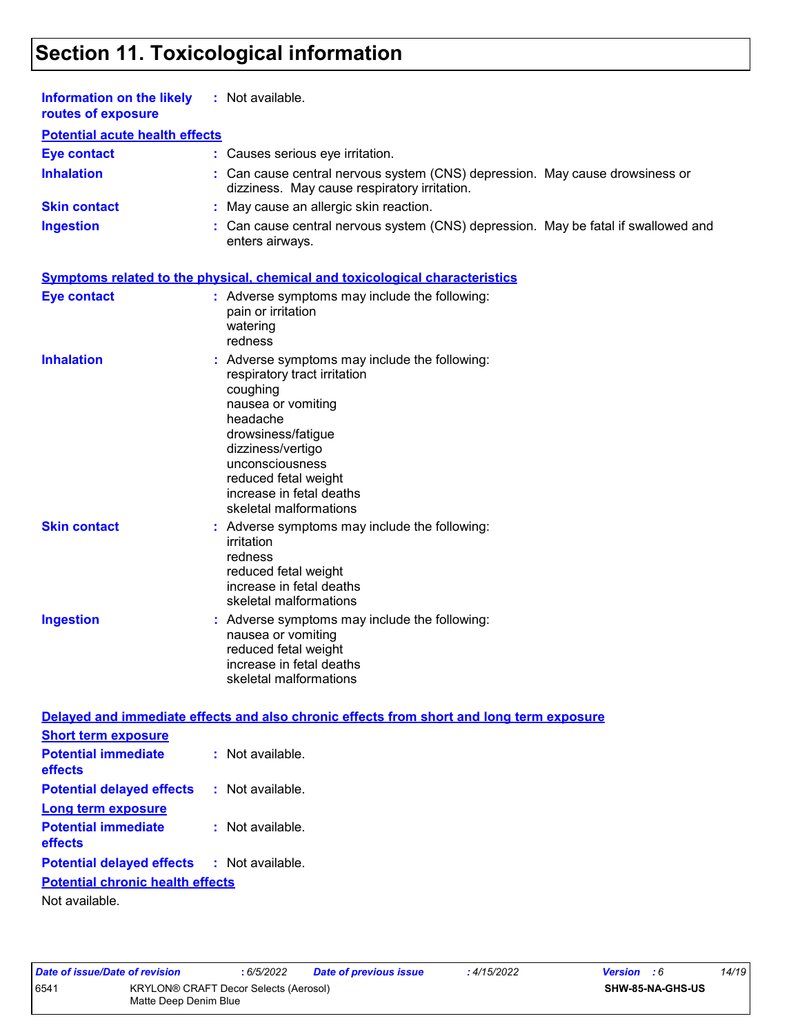# Section 11. Toxicological information

**Information on the likely routes of exposure** : Not available.

**Potential acute health effects**

| | |
|---|---|
| **Eye contact** | : Causes serious eye irritation. |
| **Inhalation** | : Can cause central nervous system (CNS) depression. May cause drowsiness or dizziness. May cause respiratory irritation. |
| **Skin contact** | : May cause an allergic skin reaction. |
| **Ingestion** | : Can cause central nervous system (CNS) depression. May be fatal if swallowed and enters airways. |

**Symptoms related to the physical, chemical and toxicological characteristics**

**Eye contact** : Adverse symptoms may include the following:
pain or irritation
watering
redness

**Inhalation** : Adverse symptoms may include the following:
respiratory tract irritation
coughing
nausea or vomiting
headache
drowsiness/fatigue
dizziness/vertigo
unconsciousness
reduced fetal weight
increase in fetal deaths
skeletal malformations

**Skin contact** : Adverse symptoms may include the following:
irritation
redness
reduced fetal weight
increase in fetal deaths
skeletal malformations

**Ingestion** : Adverse symptoms may include the following:
nausea or vomiting
reduced fetal weight
increase in fetal deaths
skeletal malformations

**Delayed and immediate effects and also chronic effects from short and long term exposure**

**Short term exposure**

| | |
|---|---|
| **Potential immediate effects** | : Not available. |
| **Potential delayed effects** | : Not available. |

**Long term exposure**

| | |
|---|---|
| **Potential immediate effects** | : Not available. |
| **Potential delayed effects** | : Not available. |

**Potential chronic health effects**

Not available.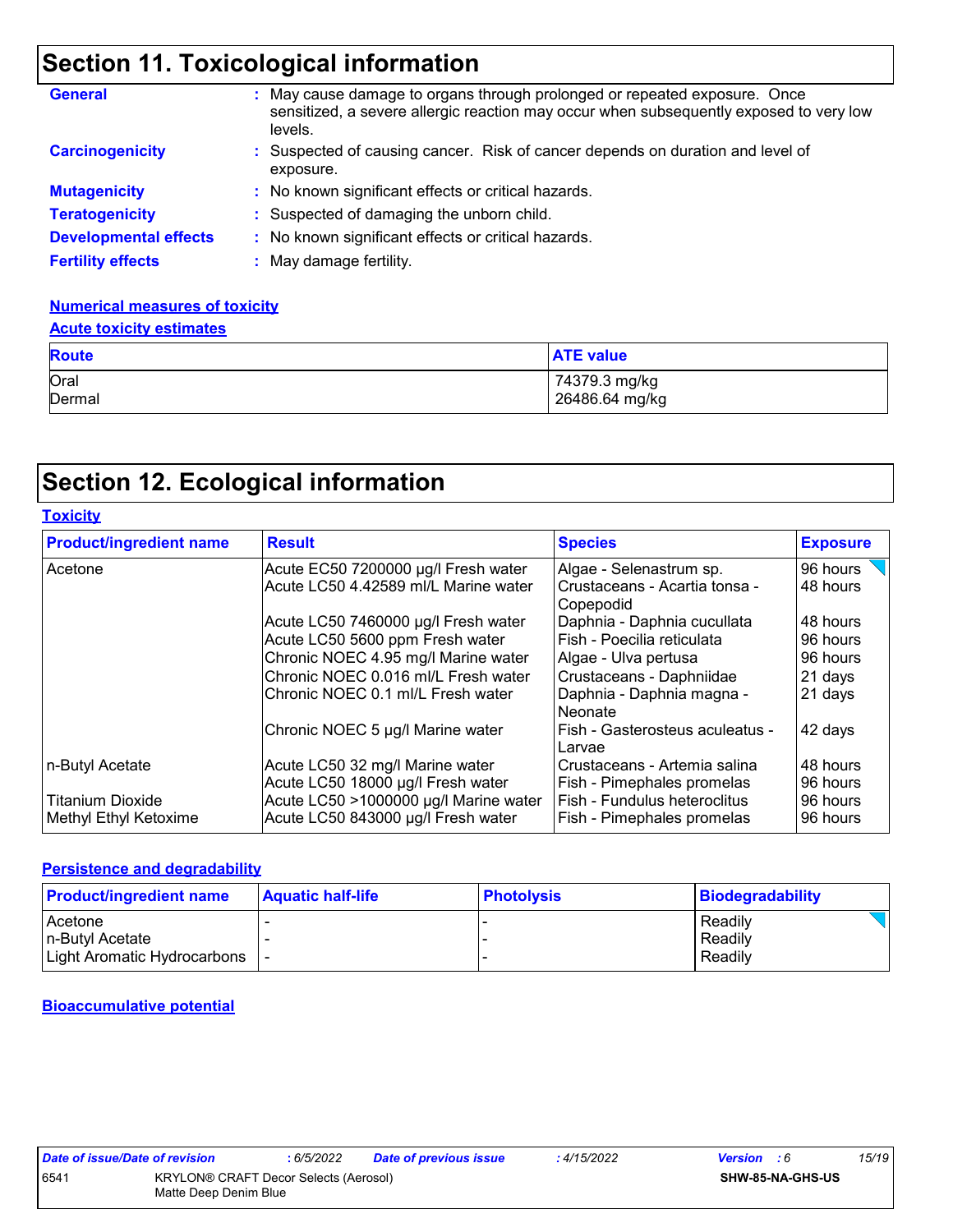## Section 11. Toxicological information

**General** : May cause damage to organs through prolonged or repeated exposure. Once sensitized, a severe allergic reaction may occur when subsequently exposed to very low levels.

**Carcinogenicity** : Suspected of causing cancer. Risk of cancer depends on duration and level of exposure.

**Mutagenicity** : No known significant effects or critical hazards.

**Teratogenicity** : Suspected of damaging the unborn child.

**Developmental effects** : No known significant effects or critical hazards.

**Fertility effects** : May damage fertility.

### Numerical measures of toxicity

#### Acute toxicity estimates

| Route | ATE value |
|---|---|
| Oral | 74379.3 mg/kg |
| Dermal | 26486.64 mg/kg |

## Section 12. Ecological information

### Toxicity

| Product/ingredient name | Result | Species | Exposure |
|---|---|---|---|
| Acetone | Acute EC50 7200000 µg/l Fresh water | Algae - Selenastrum sp. | 96 hours |
| | Acute LC50 4.42589 ml/L Marine water | Crustaceans - Acartia tonsa - Copepodid | 48 hours |
| | Acute LC50 7460000 µg/l Fresh water | Daphnia - Daphnia cucullata | 48 hours |
| | Acute LC50 5600 ppm Fresh water | Fish - Poecilia reticulata | 96 hours |
| | Chronic NOEC 4.95 mg/l Marine water | Algae - Ulva pertusa | 96 hours |
| | Chronic NOEC 0.016 ml/L Fresh water | Crustaceans - Daphniidae | 21 days |
| | Chronic NOEC 0.1 ml/L Fresh water | Daphnia - Daphnia magna - Neonate | 21 days |
| | Chronic NOEC 5 µg/l Marine water | Fish - Gasterosteus aculeatus - Larvae | 42 days |
| n-Butyl Acetate | Acute LC50 32 mg/l Marine water | Crustaceans - Artemia salina | 48 hours |
| | Acute LC50 18000 µg/l Fresh water | Fish - Pimephales promelas | 96 hours |
| Titanium Dioxide | Acute LC50 >1000000 µg/l Marine water | Fish - Fundulus heteroclitus | 96 hours |
| Methyl Ethyl Ketoxime | Acute LC50 843000 µg/l Fresh water | Fish - Pimephales promelas | 96 hours |

### Persistence and degradability

| Product/ingredient name | Aquatic half-life | Photolysis | Biodegradability |
|---|---|---|---|
| Acetone | - | - | Readily |
| n-Butyl Acetate | - | - | Readily |
| Light Aromatic Hydrocarbons | - | - | Readily |

### Bioaccumulative potential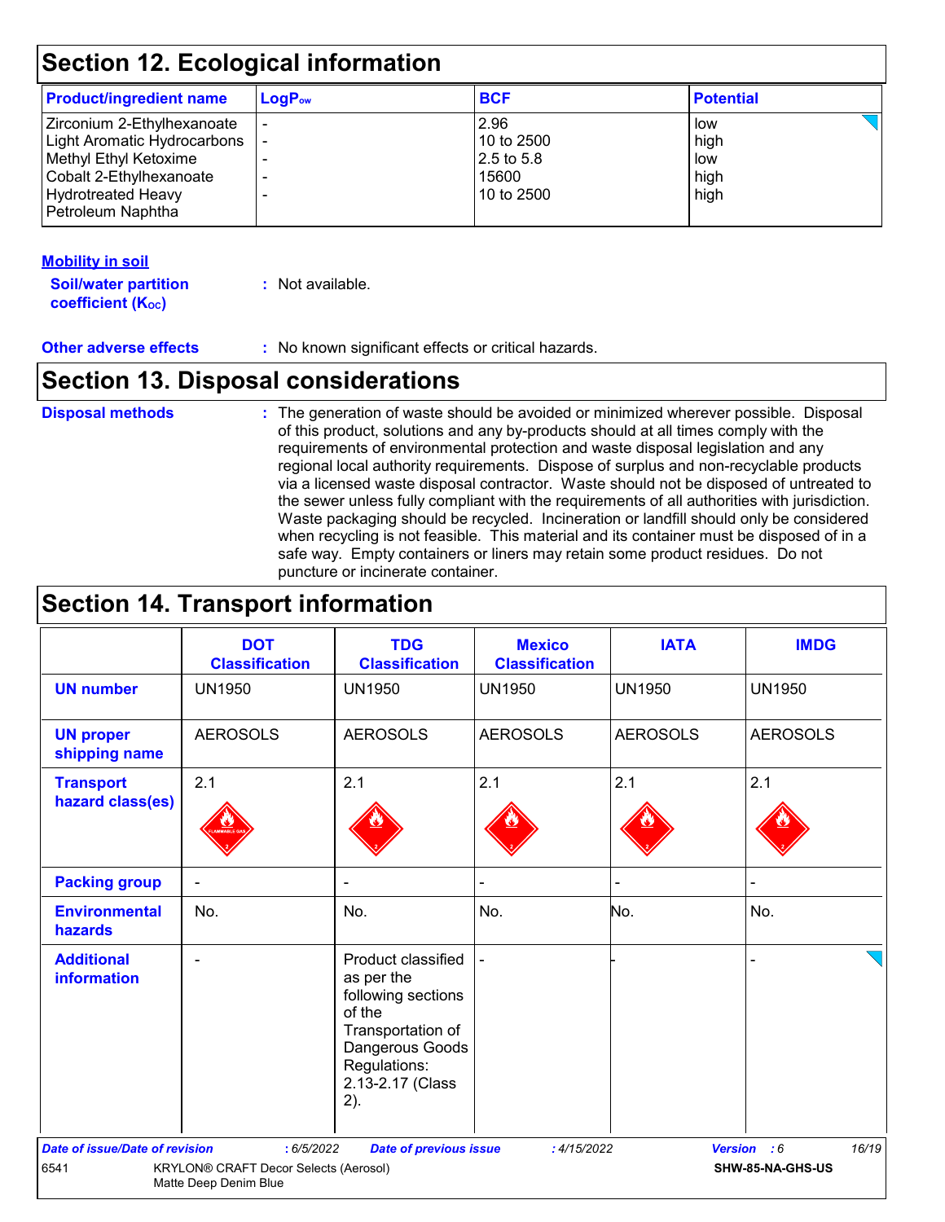## Section 12. Ecological information

| Product/ingredient name | $LogP_{ow}$ | BCF | Potential |
|---|---|---|---|
| Zirconium 2-Ethylhexanoate | - | 2.96 | low |
| Light Aromatic Hydrocarbons | - | 10 to 2500 | high |
| Methyl Ethyl Ketoxime | - | 2.5 to 5.8 | low |
| Cobalt 2-Ethylhexanoate | - | 15600 | high |
| Hydrotreated Heavy Petroleum Naphtha | - | 10 to 2500 | high |

**Mobility in soil**

**Soil/water partition coefficient ($K_{OC}$)** : Not available.

**Other adverse effects** : No known significant effects or critical hazards.

## Section 13. Disposal considerations

**Disposal methods** : The generation of waste should be avoided or minimized wherever possible. Disposal of this product, solutions and any by-products should at all times comply with the requirements of environmental protection and waste disposal legislation and any regional local authority requirements. Dispose of surplus and non-recyclable products via a licensed waste disposal contractor. Waste should not be disposed of untreated to the sewer unless fully compliant with the requirements of all authorities with jurisdiction. Waste packaging should be recycled. Incineration or landfill should only be considered when recycling is not feasible. This material and its container must be disposed of in a safe way. Empty containers or liners may retain some product residues. Do not puncture or incinerate container.

## Section 14. Transport information

| | DOT Classification | TDG Classification | Mexico Classification | IATA | IMDG |
|---|---|---|---|---|---|
| **UN number** | UN1950 | UN1950 | UN1950 | UN1950 | UN1950 |
| **UN proper shipping name** | AEROSOLS | AEROSOLS | AEROSOLS | AEROSOLS | AEROSOLS |
| **Transport hazard class(es)** | 2.1 | 2.1 | 2.1 | 2.1 | 2.1 |
| **Packing group** | - | - | - | - | - |
| **Environmental hazards** | No. | No. | No. | No. | No. |
| **Additional information** | - | Product classified as per the following sections of the Transportation of Dangerous Goods Regulations: 2.13-2.17 (Class 2). | - | - | - |

*Date of issue/Date of revision* : 6/5/2022 *Date of previous issue* : 4/15/2022 *Version* : 6

6541 KRYLON® CRAFT Decor Selects (Aerosol) Matte Deep Denim Blue SHW-85-NA-GHS-US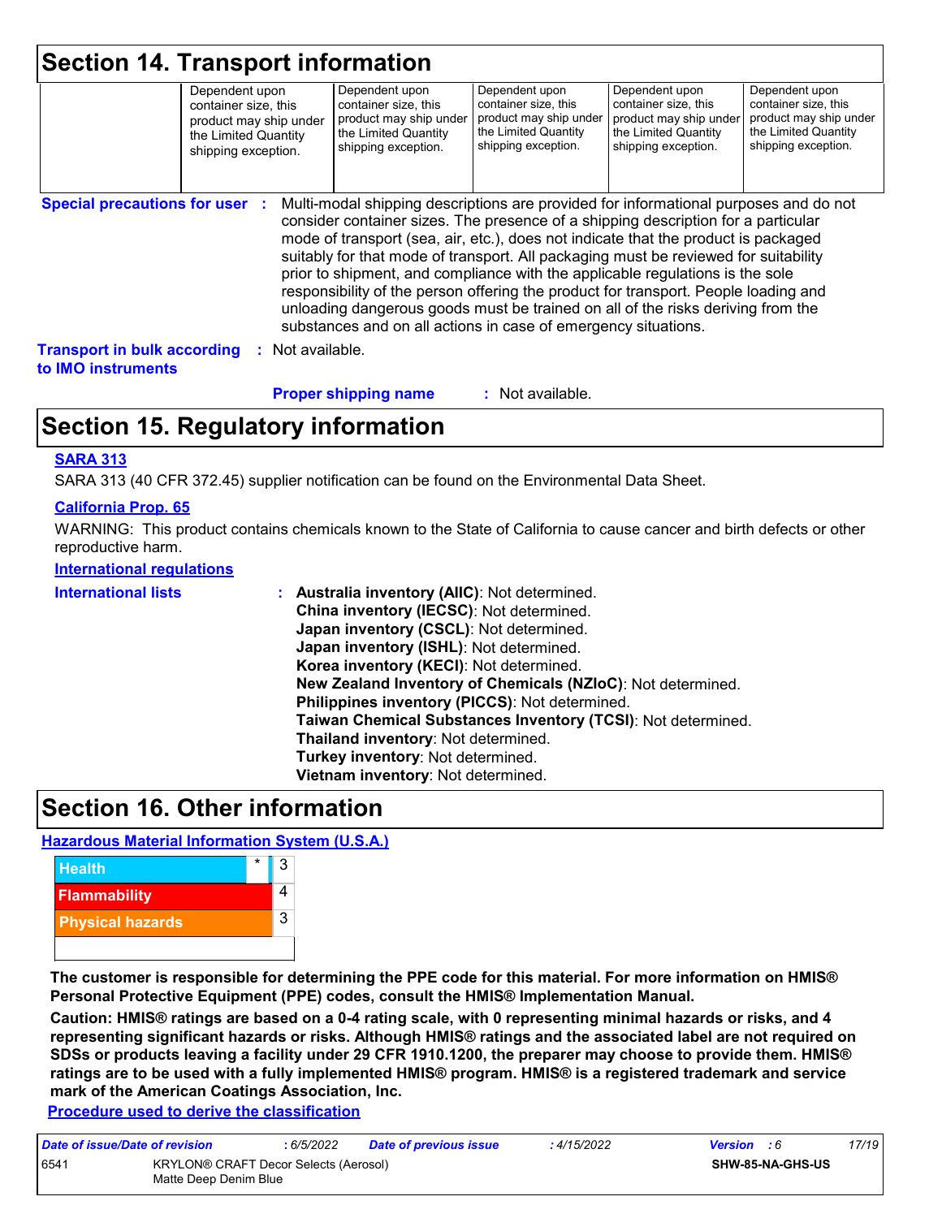## Section 14. Transport information

| | | | | | |
|---|---|---|---|---|---|
| | Dependent upon container size, this product may ship under the Limited Quantity shipping exception. | Dependent upon container size, this product may ship under the Limited Quantity shipping exception. | Dependent upon container size, this product may ship under the Limited Quantity shipping exception. | Dependent upon container size, this product may ship under the Limited Quantity shipping exception. | Dependent upon container size, this product may ship under the Limited Quantity shipping exception. |

**Special precautions for user** : Multi-modal shipping descriptions are provided for informational purposes and do not consider container sizes. The presence of a shipping description for a particular mode of transport (sea, air, etc.), does not indicate that the product is packaged suitably for that mode of transport. All packaging must be reviewed for suitability prior to shipment, and compliance with the applicable regulations is the sole responsibility of the person offering the product for transport. People loading and unloading dangerous goods must be trained on all of the risks deriving from the substances and on all actions in case of emergency situations.

**Transport in bulk according to IMO instruments** : Not available.

**Proper shipping name** : Not available.

## Section 15. Regulatory information

**SARA 313**

SARA 313 (40 CFR 372.45) supplier notification can be found on the Environmental Data Sheet.

**California Prop. 65**

WARNING: This product contains chemicals known to the State of California to cause cancer and birth defects or other reproductive harm.

**International regulations**

**International lists** :
**Australia inventory (AIIC)**: Not determined.
**China inventory (IECSC)**: Not determined.
**Japan inventory (CSCL)**: Not determined.
**Japan inventory (ISHL)**: Not determined.
**Korea inventory (KECI)**: Not determined.
**New Zealand Inventory of Chemicals (NZIoC)**: Not determined.
**Philippines inventory (PICCS)**: Not determined.
**Taiwan Chemical Substances Inventory (TCSI)**: Not determined.
**Thailand inventory**: Not determined.
**Turkey inventory**: Not determined.
**Vietnam inventory**: Not determined.

## Section 16. Other information

**Hazardous Material Information System (U.S.A.)**

| | | |
|---|---|---|
| Health | * | 3 |
| Flammability | | 4 |
| Physical hazards | | 3 |
| | | |

**The customer is responsible for determining the PPE code for this material. For more information on HMIS® Personal Protective Equipment (PPE) codes, consult the HMIS® Implementation Manual.**

**Caution: HMIS® ratings are based on a 0-4 rating scale, with 0 representing minimal hazards or risks, and 4 representing significant hazards or risks. Although HMIS® ratings and the associated label are not required on SDSs or products leaving a facility under 29 CFR 1910.1200, the preparer may choose to provide them. HMIS® ratings are to be used with a fully implemented HMIS® program. HMIS® is a registered trademark and service mark of the American Coatings Association, Inc.**

**Procedure used to derive the classification**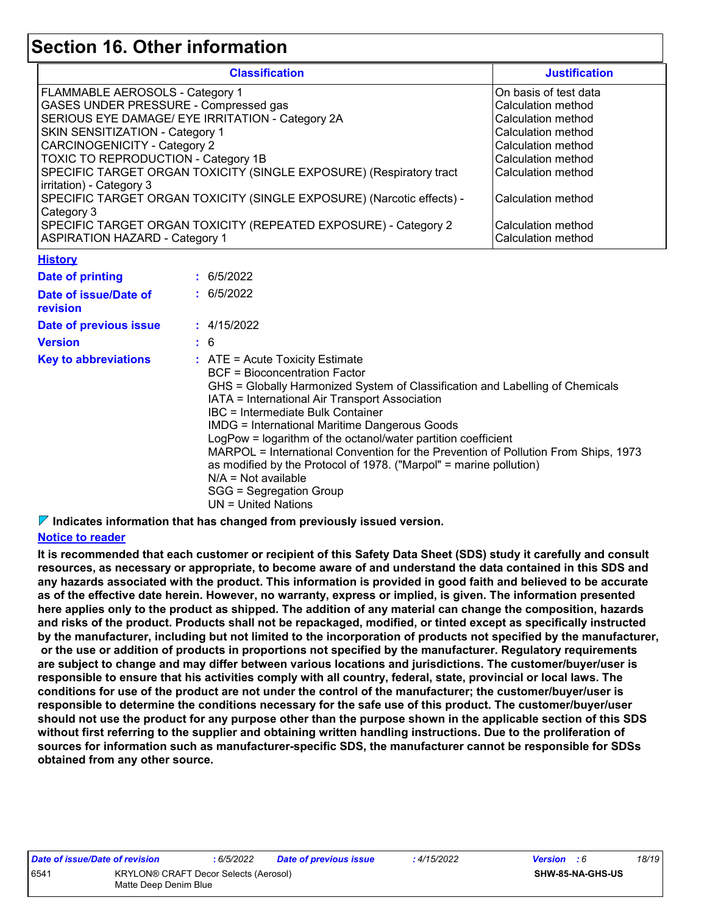# Section 16. Other information

| Classification | Justification |
|---|---|
| FLAMMABLE AEROSOLS - Category 1 | On basis of test data |
| GASES UNDER PRESSURE - Compressed gas | Calculation method |
| SERIOUS EYE DAMAGE/ EYE IRRITATION - Category 2A | Calculation method |
| SKIN SENSITIZATION - Category 1 | Calculation method |
| CARCINOGENICITY - Category 2 | Calculation method |
| TOXIC TO REPRODUCTION - Category 1B | Calculation method |
| SPECIFIC TARGET ORGAN TOXICITY (SINGLE EXPOSURE) (Respiratory tract irritation) - Category 3 | Calculation method |
| SPECIFIC TARGET ORGAN TOXICITY (SINGLE EXPOSURE) (Narcotic effects) - Category 3 | Calculation method |
| SPECIFIC TARGET ORGAN TOXICITY (REPEATED EXPOSURE) - Category 2 | Calculation method |
| ASPIRATION HAZARD - Category 1 | Calculation method |

**History**

**Date of printing** : 6/5/2022

**Date of issue/Date of revision** : 6/5/2022

**Date of previous issue** : 4/15/2022

**Version** : 6

**Key to abbreviations** : ATE = Acute Toxicity Estimate
BCF = Bioconcentration Factor
GHS = Globally Harmonized System of Classification and Labelling of Chemicals
IATA = International Air Transport Association
IBC = Intermediate Bulk Container
IMDG = International Maritime Dangerous Goods
LogPow = logarithm of the octanol/water partition coefficient
MARPOL = International Convention for the Prevention of Pollution From Ships, 1973 as modified by the Protocol of 1978. ("Marpol" = marine pollution)
N/A = Not available
SGG = Segregation Group
UN = United Nations

**Indicates information that has changed from previously issued version.**

**Notice to reader**

**It is recommended that each customer or recipient of this Safety Data Sheet (SDS) study it carefully and consult resources, as necessary or appropriate, to become aware of and understand the data contained in this SDS and any hazards associated with the product. This information is provided in good faith and believed to be accurate as of the effective date herein. However, no warranty, express or implied, is given. The information presented here applies only to the product as shipped. The addition of any material can change the composition, hazards and risks of the product. Products shall not be repackaged, modified, or tinted except as specifically instructed by the manufacturer, including but not limited to the incorporation of products not specified by the manufacturer, or the use or addition of products in proportions not specified by the manufacturer. Regulatory requirements are subject to change and may differ between various locations and jurisdictions. The customer/buyer/user is responsible to ensure that his activities comply with all country, federal, state, provincial or local laws. The conditions for use of the product are not under the control of the manufacturer; the customer/buyer/user is responsible to determine the conditions necessary for the safe use of this product. The customer/buyer/user should not use the product for any purpose other than the purpose shown in the applicable section of this SDS without first referring to the supplier and obtaining written handling instructions. Due to the proliferation of sources for information such as manufacturer-specific SDS, the manufacturer cannot be responsible for SDSs obtained from any other source.**